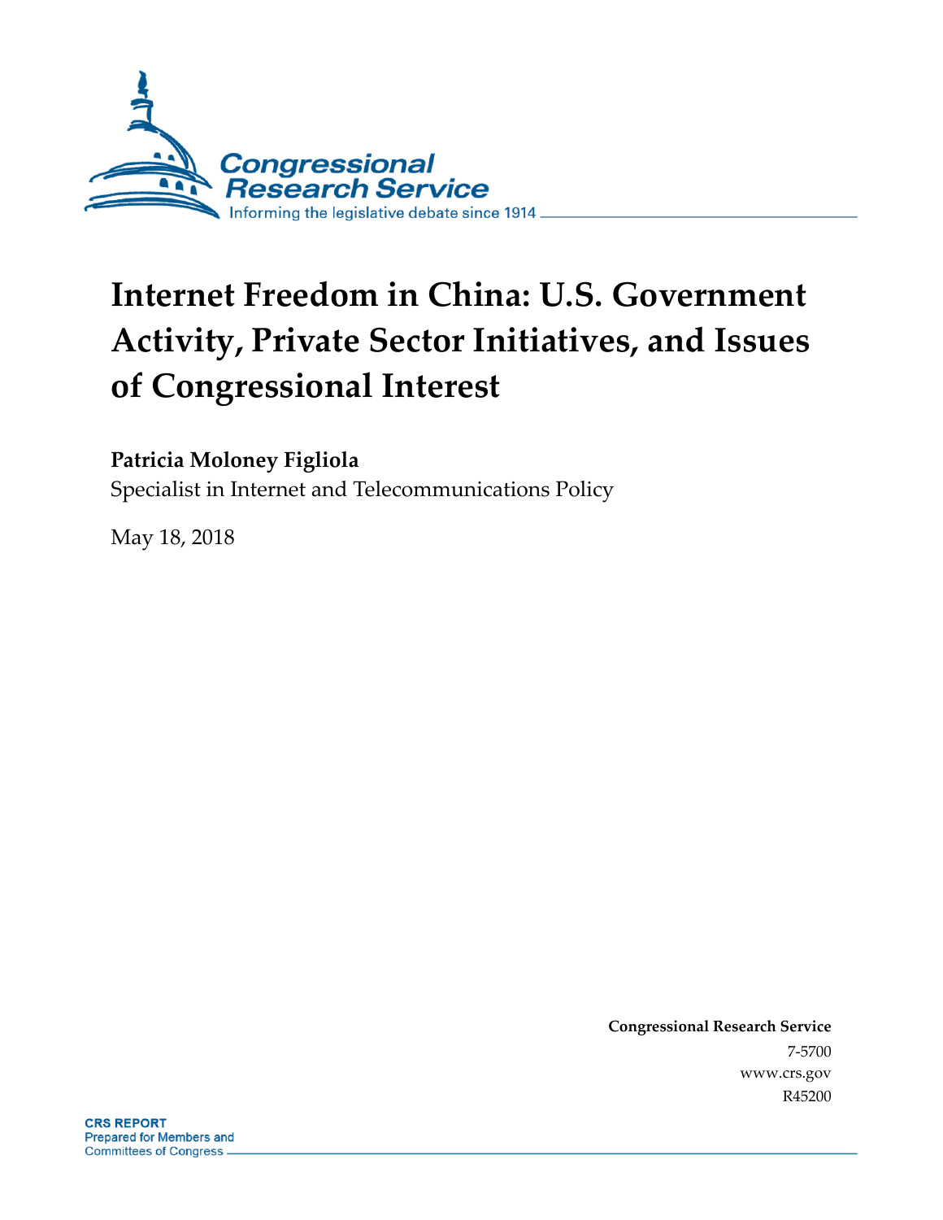Congressional Research Service

Informing the legislative debate since 1914

# Internet Freedom in China: U.S. Government Activity, Private Sector Initiatives, and Issues of Congressional Interest

**Patricia Moloney Figliola**

Specialist in Internet and Telecommunications Policy

May 18, 2018

**Congressional Research Service**

7-5700

www.crs.gov

R45200

**CRS REPORT**

Prepared for Members and Committees of Congress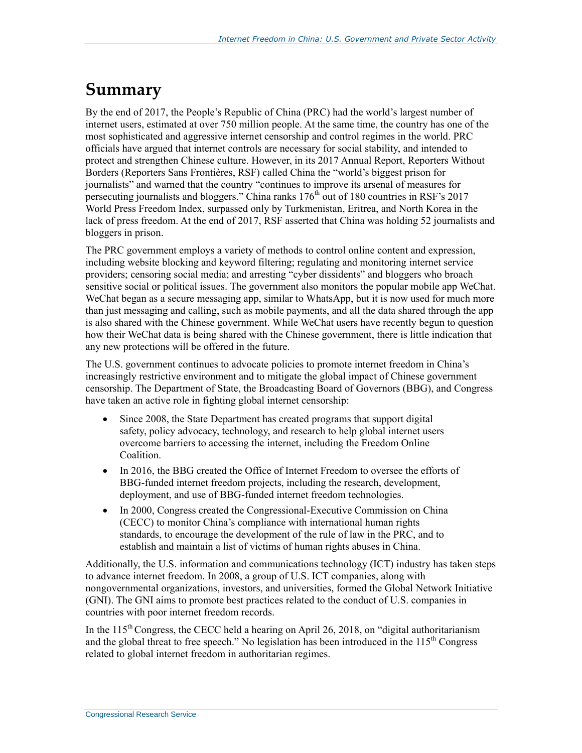# Summary

By the end of 2017, the People's Republic of China (PRC) had the world's largest number of internet users, estimated at over 750 million people. At the same time, the country has one of the most sophisticated and aggressive internet censorship and control regimes in the world. PRC officials have argued that internet controls are necessary for social stability, and intended to protect and strengthen Chinese culture. However, in its 2017 Annual Report, Reporters Without Borders (Reporters Sans Frontières, RSF) called China the "world's biggest prison for journalists" and warned that the country "continues to improve its arsenal of measures for persecuting journalists and bloggers." China ranks 176th out of 180 countries in RSF's 2017 World Press Freedom Index, surpassed only by Turkmenistan, Eritrea, and North Korea in the lack of press freedom. At the end of 2017, RSF asserted that China was holding 52 journalists and bloggers in prison.

The PRC government employs a variety of methods to control online content and expression, including website blocking and keyword filtering; regulating and monitoring internet service providers; censoring social media; and arresting "cyber dissidents" and bloggers who broach sensitive social or political issues. The government also monitors the popular mobile app WeChat. WeChat began as a secure messaging app, similar to WhatsApp, but it is now used for much more than just messaging and calling, such as mobile payments, and all the data shared through the app is also shared with the Chinese government. While WeChat users have recently begun to question how their WeChat data is being shared with the Chinese government, there is little indication that any new protections will be offered in the future.

The U.S. government continues to advocate policies to promote internet freedom in China's increasingly restrictive environment and to mitigate the global impact of Chinese government censorship. The Department of State, the Broadcasting Board of Governors (BBG), and Congress have taken an active role in fighting global internet censorship:

- Since 2008, the State Department has created programs that support digital safety, policy advocacy, technology, and research to help global internet users overcome barriers to accessing the internet, including the Freedom Online Coalition.
- In 2016, the BBG created the Office of Internet Freedom to oversee the efforts of BBG-funded internet freedom projects, including the research, development, deployment, and use of BBG-funded internet freedom technologies.
- In 2000, Congress created the Congressional-Executive Commission on China (CECC) to monitor China's compliance with international human rights standards, to encourage the development of the rule of law in the PRC, and to establish and maintain a list of victims of human rights abuses in China.

Additionally, the U.S. information and communications technology (ICT) industry has taken steps to advance internet freedom. In 2008, a group of U.S. ICT companies, along with nongovernmental organizations, investors, and universities, formed the Global Network Initiative (GNI). The GNI aims to promote best practices related to the conduct of U.S. companies in countries with poor internet freedom records.

In the 115th Congress, the CECC held a hearing on April 26, 2018, on "digital authoritarianism and the global threat to free speech." No legislation has been introduced in the 115th Congress related to global internet freedom in authoritarian regimes.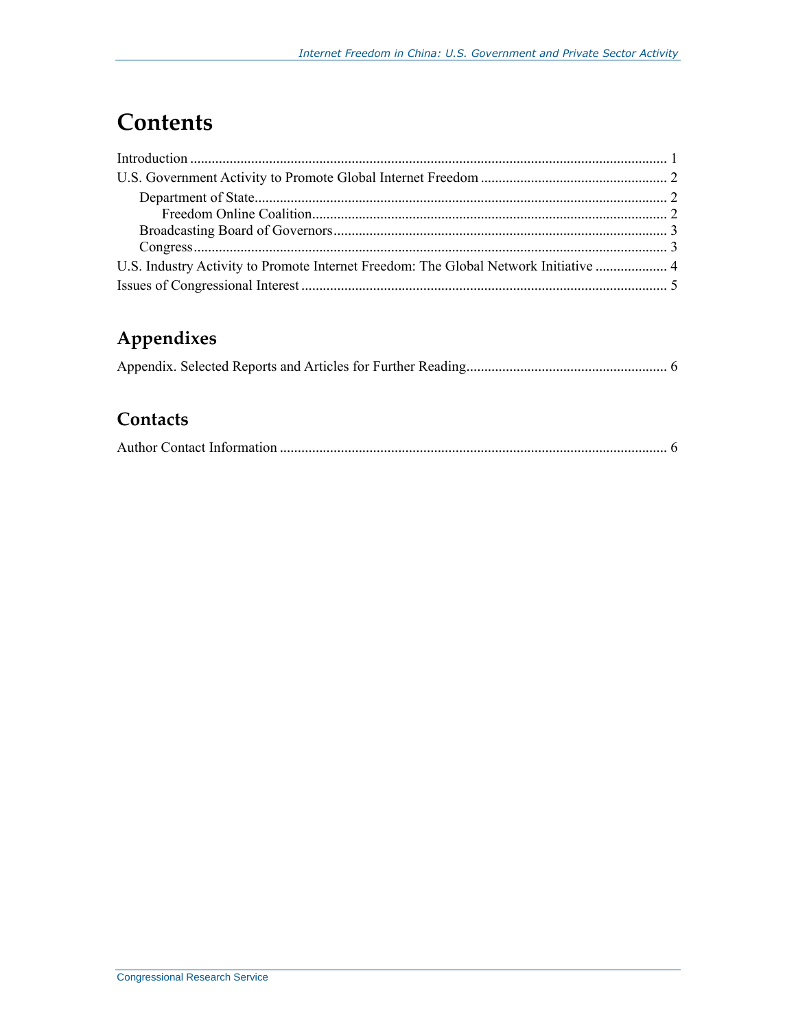# Contents

Introduction ..................................................................................................................... 1
U.S. Government Activity to Promote Global Internet Freedom .................................................... 2
Department of State.................................................................................................... 2
Freedom Online Coalition.................................................................................... 2
Broadcasting Board of Governors............................................................................. 3
Congress.................................................................................................................... 3
U.S. Industry Activity to Promote Internet Freedom: The Global Network Initiative .................... 4
Issues of Congressional Interest ...................................................................................... 5

## Appendixes

Appendix. Selected Reports and Articles for Further Reading....................................................... 6

## Contacts

Author Contact Information ........................................................................................... 6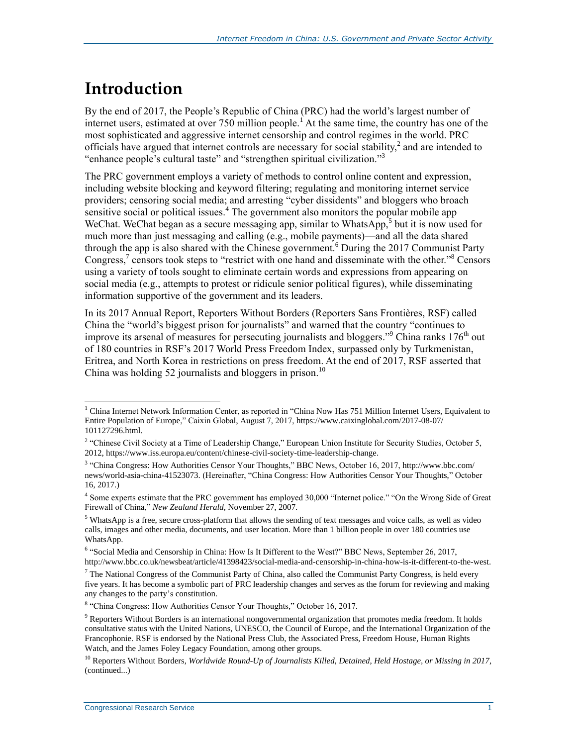# Introduction

By the end of 2017, the People's Republic of China (PRC) had the world's largest number of internet users, estimated at over 750 million people.[1] At the same time, the country has one of the most sophisticated and aggressive internet censorship and control regimes in the world. PRC officials have argued that internet controls are necessary for social stability,[2] and are intended to "enhance people's cultural taste" and "strengthen spiritual civilization."[3]

The PRC government employs a variety of methods to control online content and expression, including website blocking and keyword filtering; regulating and monitoring internet service providers; censoring social media; and arresting "cyber dissidents" and bloggers who broach sensitive social or political issues.[4] The government also monitors the popular mobile app WeChat. WeChat began as a secure messaging app, similar to WhatsApp,[5] but it is now used for much more than just messaging and calling (e.g., mobile payments)—and all the data shared through the app is also shared with the Chinese government.[6] During the 2017 Communist Party Congress,[7] censors took steps to "restrict with one hand and disseminate with the other."[8] Censors using a variety of tools sought to eliminate certain words and expressions from appearing on social media (e.g., attempts to protest or ridicule senior political figures), while disseminating information supportive of the government and its leaders.

In its 2017 Annual Report, Reporters Without Borders (Reporters Sans Frontières, RSF) called China the "world's biggest prison for journalists" and warned that the country "continues to improve its arsenal of measures for persecuting journalists and bloggers."[9] China ranks 176th out of 180 countries in RSF's 2017 World Press Freedom Index, surpassed only by Turkmenistan, Eritrea, and North Korea in restrictions on press freedom. At the end of 2017, RSF asserted that China was holding 52 journalists and bloggers in prison.[10]

---

[1] China Internet Network Information Center, as reported in "China Now Has 751 Million Internet Users, Equivalent to Entire Population of Europe," Caixin Global, August 7, 2017, https://www.caixinglobal.com/2017-08-07/101127296.html.

[2] "Chinese Civil Society at a Time of Leadership Change," European Union Institute for Security Studies, October 5, 2012, https://www.iss.europa.eu/content/chinese-civil-society-time-leadership-change.

[3] "China Congress: How Authorities Censor Your Thoughts," BBC News, October 16, 2017, http://www.bbc.com/news/world-asia-china-41523073. (Hereinafter, "China Congress: How Authorities Censor Your Thoughts," October 16, 2017.)

[4] Some experts estimate that the PRC government has employed 30,000 "Internet police." "On the Wrong Side of Great Firewall of China," *New Zealand Herald*, November 27, 2007.

[5] WhatsApp is a free, secure cross-platform that allows the sending of text messages and voice calls, as well as video calls, images and other media, documents, and user location. More than 1 billion people in over 180 countries use WhatsApp.

[6] "Social Media and Censorship in China: How Is It Different to the West?" BBC News, September 26, 2017, http://www.bbc.co.uk/newsbeat/article/41398423/social-media-and-censorship-in-china-how-is-it-different-to-the-west.

[7] The National Congress of the Communist Party of China, also called the Communist Party Congress, is held every five years. It has become a symbolic part of PRC leadership changes and serves as the forum for reviewing and making any changes to the party's constitution.

[8] "China Congress: How Authorities Censor Your Thoughts," October 16, 2017.

[9] Reporters Without Borders is an international nongovernmental organization that promotes media freedom. It holds consultative status with the United Nations, UNESCO, the Council of Europe, and the International Organization of the Francophonie. RSF is endorsed by the National Press Club, the Associated Press, Freedom House, Human Rights Watch, and the James Foley Legacy Foundation, among other groups.

[10] Reporters Without Borders, *Worldwide Round-Up of Journalists Killed, Detained, Held Hostage, or Missing in 2017*, (continued...)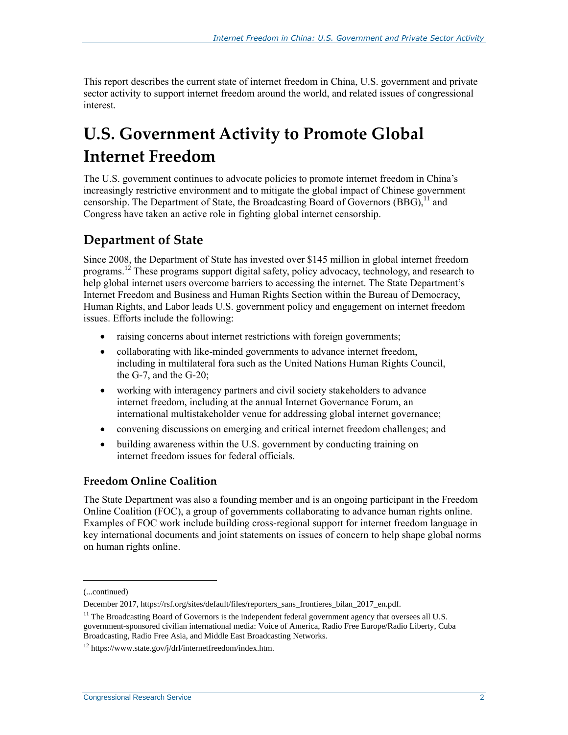This report describes the current state of internet freedom in China, U.S. government and private sector activity to support internet freedom around the world, and related issues of congressional interest.

# U.S. Government Activity to Promote Global Internet Freedom

The U.S. government continues to advocate policies to promote internet freedom in China's increasingly restrictive environment and to mitigate the global impact of Chinese government censorship. The Department of State, the Broadcasting Board of Governors (BBG),[11] and Congress have taken an active role in fighting global internet censorship.

## Department of State

Since 2008, the Department of State has invested over $145 million in global internet freedom programs.[12] These programs support digital safety, policy advocacy, technology, and research to help global internet users overcome barriers to accessing the internet. The State Department's Internet Freedom and Business and Human Rights Section within the Bureau of Democracy, Human Rights, and Labor leads U.S. government policy and engagement on internet freedom issues. Efforts include the following:

- raising concerns about internet restrictions with foreign governments;
- collaborating with like-minded governments to advance internet freedom, including in multilateral fora such as the United Nations Human Rights Council, the G-7, and the G-20;
- working with interagency partners and civil society stakeholders to advance internet freedom, including at the annual Internet Governance Forum, an international multistakeholder venue for addressing global internet governance;
- convening discussions on emerging and critical internet freedom challenges; and
- building awareness within the U.S. government by conducting training on internet freedom issues for federal officials.

### Freedom Online Coalition

The State Department was also a founding member and is an ongoing participant in the Freedom Online Coalition (FOC), a group of governments collaborating to advance human rights online. Examples of FOC work include building cross-regional support for internet freedom language in key international documents and joint statements on issues of concern to help shape global norms on human rights online.

---

(...continued)

December 2017, https://rsf.org/sites/default/files/reporters_sans_frontieres_bilan_2017_en.pdf.

[11] The Broadcasting Board of Governors is the independent federal government agency that oversees all U.S. government-sponsored civilian international media: Voice of America, Radio Free Europe/Radio Liberty, Cuba Broadcasting, Radio Free Asia, and Middle East Broadcasting Networks.

[12] https://www.state.gov/j/drl/internetfreedom/index.htm.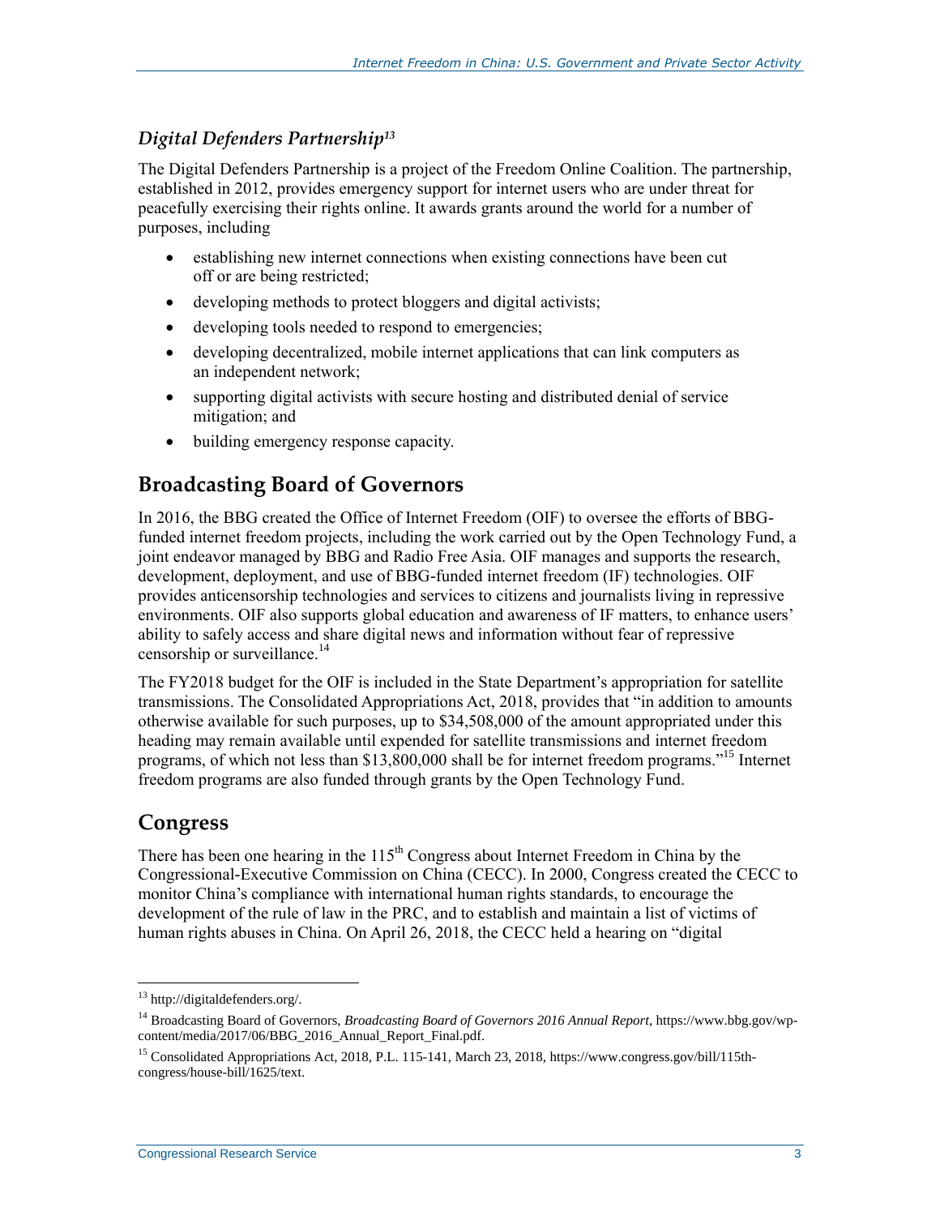### *Digital Defenders Partnership*[13]

The Digital Defenders Partnership is a project of the Freedom Online Coalition. The partnership, established in 2012, provides emergency support for internet users who are under threat for peacefully exercising their rights online. It awards grants around the world for a number of purposes, including

- establishing new internet connections when existing connections have been cut off or are being restricted;
- developing methods to protect bloggers and digital activists;
- developing tools needed to respond to emergencies;
- developing decentralized, mobile internet applications that can link computers as an independent network;
- supporting digital activists with secure hosting and distributed denial of service mitigation; and
- building emergency response capacity.

## Broadcasting Board of Governors

In 2016, the BBG created the Office of Internet Freedom (OIF) to oversee the efforts of BBG-funded internet freedom projects, including the work carried out by the Open Technology Fund, a joint endeavor managed by BBG and Radio Free Asia. OIF manages and supports the research, development, deployment, and use of BBG-funded internet freedom (IF) technologies. OIF provides anticensorship technologies and services to citizens and journalists living in repressive environments. OIF also supports global education and awareness of IF matters, to enhance users' ability to safely access and share digital news and information without fear of repressive censorship or surveillance.[14]

The FY2018 budget for the OIF is included in the State Department's appropriation for satellite transmissions. The Consolidated Appropriations Act, 2018, provides that "in addition to amounts otherwise available for such purposes, up to $34,508,000 of the amount appropriated under this heading may remain available until expended for satellite transmissions and internet freedom programs, of which not less than $13,800,000 shall be for internet freedom programs."[15] Internet freedom programs are also funded through grants by the Open Technology Fund.

## Congress

There has been one hearing in the 115th Congress about Internet Freedom in China by the Congressional-Executive Commission on China (CECC). In 2000, Congress created the CECC to monitor China's compliance with international human rights standards, to encourage the development of the rule of law in the PRC, and to establish and maintain a list of victims of human rights abuses in China. On April 26, 2018, the CECC held a hearing on "digital

---

[13] http://digitaldefenders.org/.

[14] Broadcasting Board of Governors, *Broadcasting Board of Governors 2016 Annual Report*, https://www.bbg.gov/wp-content/media/2017/06/BBG_2016_Annual_Report_Final.pdf.

[15] Consolidated Appropriations Act, 2018, P.L. 115-141, March 23, 2018, https://www.congress.gov/bill/115th-congress/house-bill/1625/text.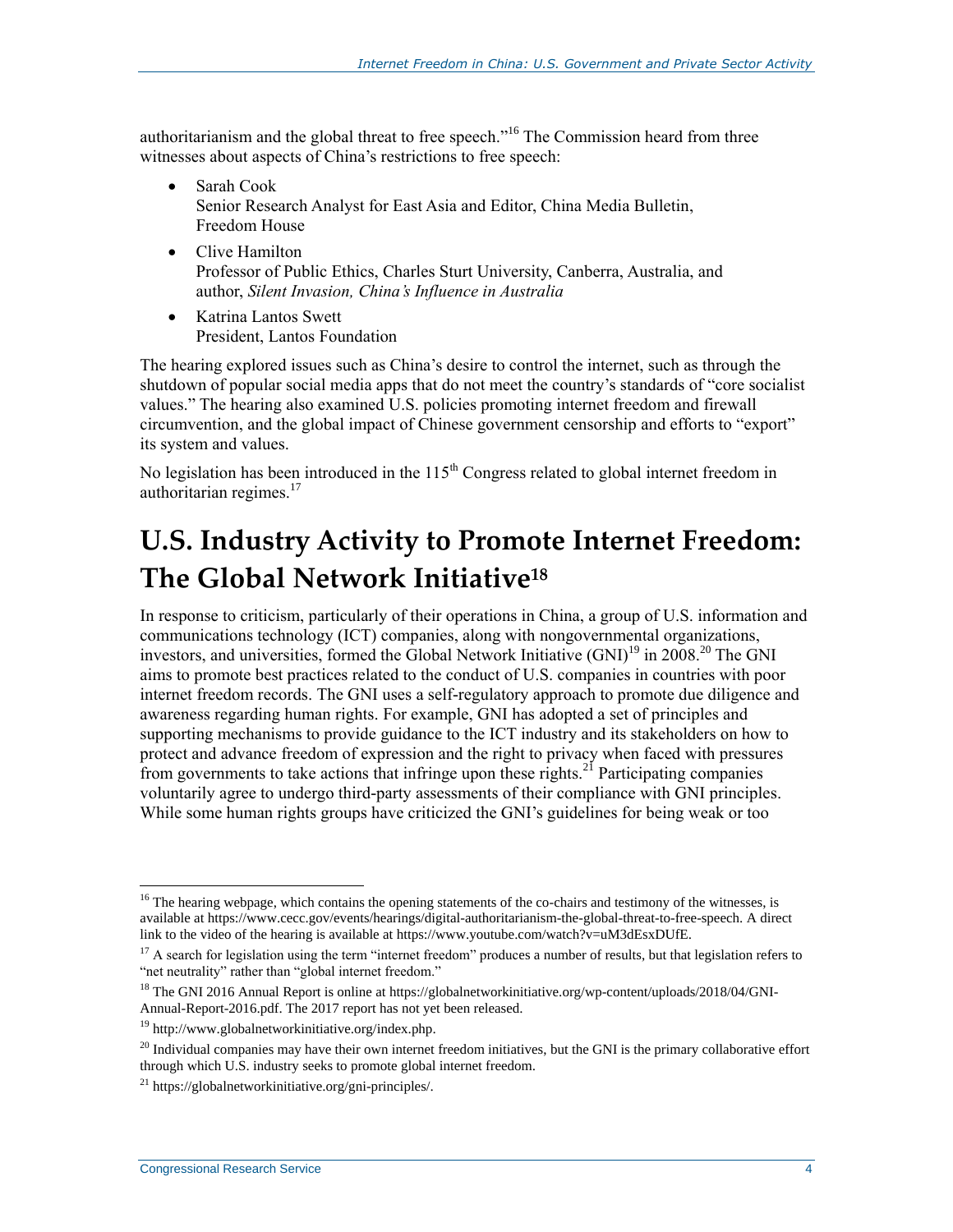authoritarianism and the global threat to free speech."[16] The Commission heard from three witnesses about aspects of China's restrictions to free speech:

- Sarah Cook
  Senior Research Analyst for East Asia and Editor, China Media Bulletin, Freedom House
- Clive Hamilton
  Professor of Public Ethics, Charles Sturt University, Canberra, Australia, and author, *Silent Invasion, China's Influence in Australia*
- Katrina Lantos Swett
  President, Lantos Foundation

The hearing explored issues such as China's desire to control the internet, such as through the shutdown of popular social media apps that do not meet the country's standards of "core socialist values." The hearing also examined U.S. policies promoting internet freedom and firewall circumvention, and the global impact of Chinese government censorship and efforts to "export" its system and values.

No legislation has been introduced in the 115th Congress related to global internet freedom in authoritarian regimes.[17]

# U.S. Industry Activity to Promote Internet Freedom: The Global Network Initiative[18]

In response to criticism, particularly of their operations in China, a group of U.S. information and communications technology (ICT) companies, along with nongovernmental organizations, investors, and universities, formed the Global Network Initiative (GNI)[19] in 2008.[20] The GNI aims to promote best practices related to the conduct of U.S. companies in countries with poor internet freedom records. The GNI uses a self-regulatory approach to promote due diligence and awareness regarding human rights. For example, GNI has adopted a set of principles and supporting mechanisms to provide guidance to the ICT industry and its stakeholders on how to protect and advance freedom of expression and the right to privacy when faced with pressures from governments to take actions that infringe upon these rights.[21] Participating companies voluntarily agree to undergo third-party assessments of their compliance with GNI principles. While some human rights groups have criticized the GNI's guidelines for being weak or too

---

[16] The hearing webpage, which contains the opening statements of the co-chairs and testimony of the witnesses, is available at https://www.cecc.gov/events/hearings/digital-authoritarianism-the-global-threat-to-free-speech. A direct link to the video of the hearing is available at https://www.youtube.com/watch?v=uM3dEsxDUfE.

[17] A search for legislation using the term "internet freedom" produces a number of results, but that legislation refers to "net neutrality" rather than "global internet freedom."

[18] The GNI 2016 Annual Report is online at https://globalnetworkinitiative.org/wp-content/uploads/2018/04/GNI-Annual-Report-2016.pdf. The 2017 report has not yet been released.

[19] http://www.globalnetworkinitiative.org/index.php.

[20] Individual companies may have their own internet freedom initiatives, but the GNI is the primary collaborative effort through which U.S. industry seeks to promote global internet freedom.

[21] https://globalnetworkinitiative.org/gni-principles/.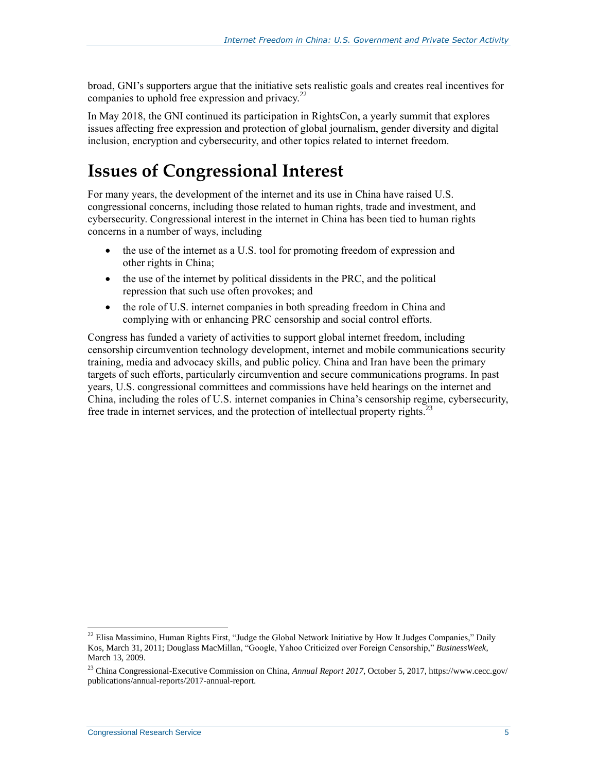broad, GNI's supporters argue that the initiative sets realistic goals and creates real incentives for companies to uphold free expression and privacy.[22]

In May 2018, the GNI continued its participation in RightsCon, a yearly summit that explores issues affecting free expression and protection of global journalism, gender diversity and digital inclusion, encryption and cybersecurity, and other topics related to internet freedom.

# Issues of Congressional Interest

For many years, the development of the internet and its use in China have raised U.S. congressional concerns, including those related to human rights, trade and investment, and cybersecurity. Congressional interest in the internet in China has been tied to human rights concerns in a number of ways, including

- the use of the internet as a U.S. tool for promoting freedom of expression and other rights in China;
- the use of the internet by political dissidents in the PRC, and the political repression that such use often provokes; and
- the role of U.S. internet companies in both spreading freedom in China and complying with or enhancing PRC censorship and social control efforts.

Congress has funded a variety of activities to support global internet freedom, including censorship circumvention technology development, internet and mobile communications security training, media and advocacy skills, and public policy. China and Iran have been the primary targets of such efforts, particularly circumvention and secure communications programs. In past years, U.S. congressional committees and commissions have held hearings on the internet and China, including the roles of U.S. internet companies in China's censorship regime, cybersecurity, free trade in internet services, and the protection of intellectual property rights.[23]

---

[22] Elisa Massimino, Human Rights First, "Judge the Global Network Initiative by How It Judges Companies," Daily Kos, March 31, 2011; Douglass MacMillan, "Google, Yahoo Criticized over Foreign Censorship," *BusinessWeek*, March 13, 2009.

[23] China Congressional-Executive Commission on China, *Annual Report 2017*, October 5, 2017, https://www.cecc.gov/publications/annual-reports/2017-annual-report.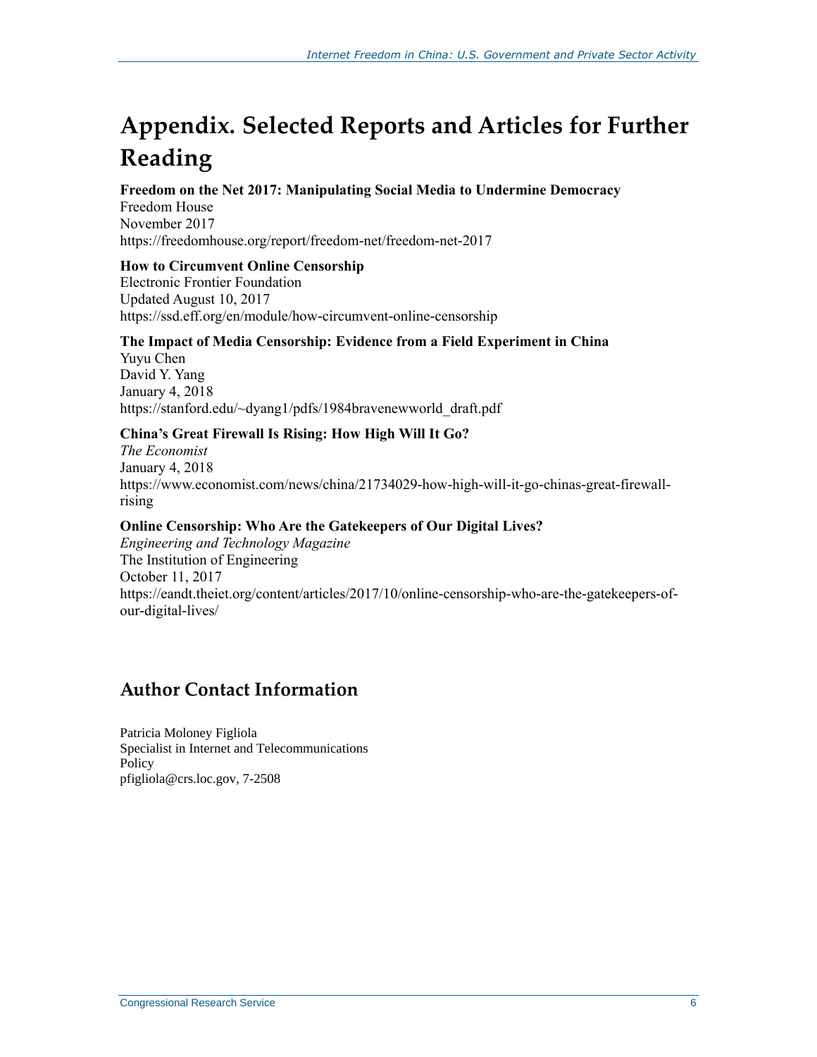# Appendix. Selected Reports and Articles for Further Reading

**Freedom on the Net 2017: Manipulating Social Media to Undermine Democracy**
Freedom House
November 2017
https://freedomhouse.org/report/freedom-net/freedom-net-2017

**How to Circumvent Online Censorship**
Electronic Frontier Foundation
Updated August 10, 2017
https://ssd.eff.org/en/module/how-circumvent-online-censorship

**The Impact of Media Censorship: Evidence from a Field Experiment in China**
Yuyu Chen
David Y. Yang
January 4, 2018
https://stanford.edu/~dyang1/pdfs/1984bravenewworld_draft.pdf

**China's Great Firewall Is Rising: How High Will It Go?**
*The Economist*
January 4, 2018
https://www.economist.com/news/china/21734029-how-high-will-it-go-chinas-great-firewall-rising

**Online Censorship: Who Are the Gatekeepers of Our Digital Lives?**
*Engineering and Technology Magazine*
The Institution of Engineering
October 11, 2017
https://eandt.theiet.org/content/articles/2017/10/online-censorship-who-are-the-gatekeepers-of-our-digital-lives/

## Author Contact Information

Patricia Moloney Figliola
Specialist in Internet and Telecommunications Policy
pfigliola@crs.loc.gov, 7-2508